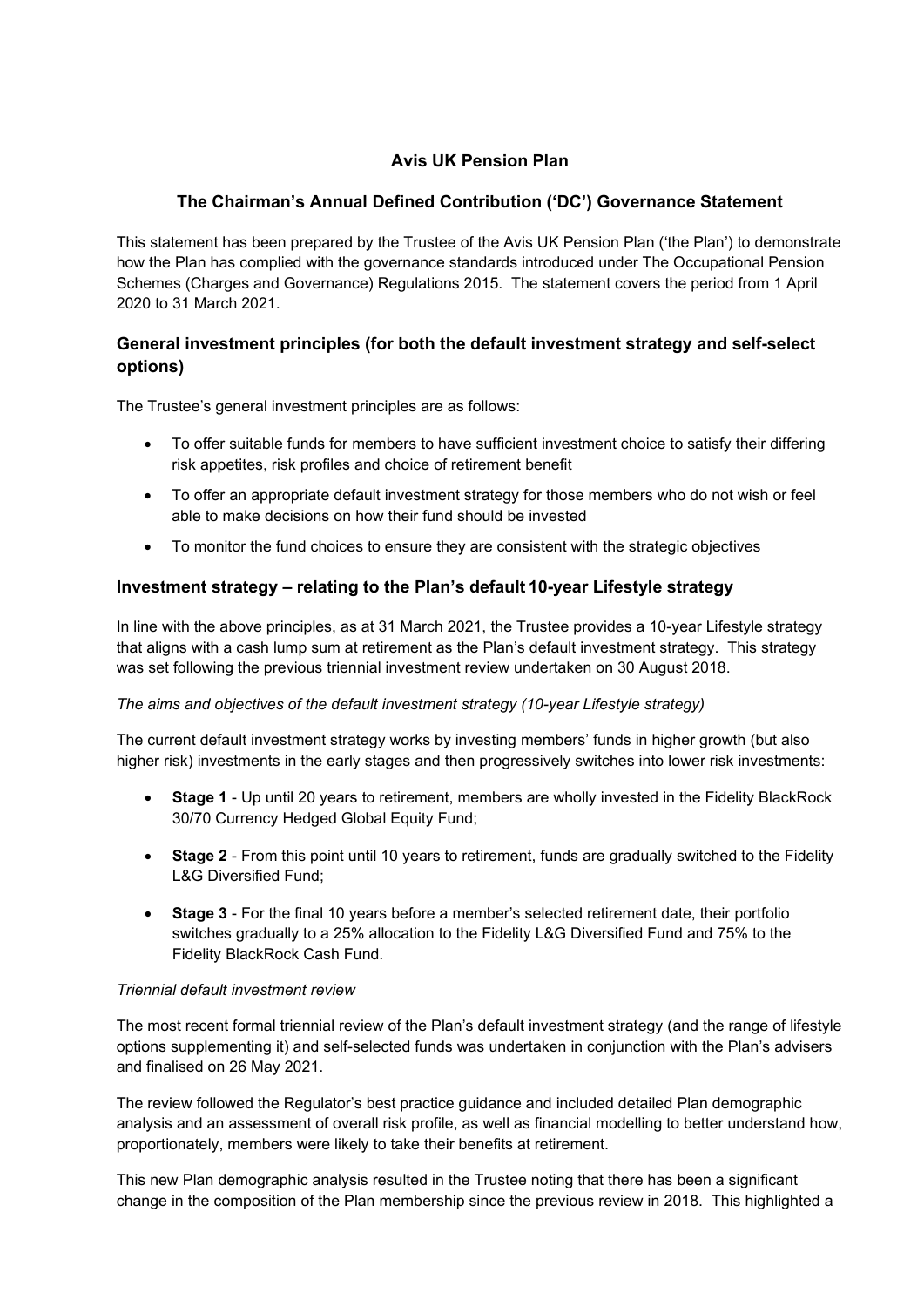# Avis UK Pension Plan

## The Chairman's Annual Defined Contribution ('DC') Governance Statement

This statement has been prepared by the Trustee of the Avis UK Pension Plan ('the Plan') to demonstrate how the Plan has complied with the governance standards introduced under The Occupational Pension Schemes (Charges and Governance) Regulations 2015. The statement covers the period from 1 April 2020 to 31 March 2021.

### General investment principles (for both the default investment strategy and self-select options)

The Trustee's general investment principles are as follows:

- To offer suitable funds for members to have sufficient investment choice to satisfy their differing risk appetites, risk profiles and choice of retirement benefit
- To offer an appropriate default investment strategy for those members who do not wish or feel able to make decisions on how their fund should be invested
- To monitor the fund choices to ensure they are consistent with the strategic objectives

### Investment strategy – relating to the Plan's default 10-year Lifestyle strategy

In line with the above principles, as at 31 March 2021, the Trustee provides a 10-year Lifestyle strategy that aligns with a cash lump sum at retirement as the Plan's default investment strategy. This strategy was set following the previous triennial investment review undertaken on 30 August 2018.

*The aims and objectives of the default investment strategy (10-year Lifestyle strategy)*

The current default investment strategy works by investing members' funds in higher growth (but also higher risk) investments in the early stages and then progressively switches into lower risk investments:

- **Stage 1** - Up until 20 years to retirement, members are wholly invested in the Fidelity BlackRock 30/70 Currency Hedged Global Equity Fund;
- **Stage 2** - From this point until 10 years to retirement, funds are gradually switched to the Fidelity L&G Diversified Fund;
- **Stage 3** - For the final 10 years before a member's selected retirement date, their portfolio switches gradually to a 25% allocation to the Fidelity L&G Diversified Fund and 75% to the Fidelity BlackRock Cash Fund.

*Triennial default investment review*

The most recent formal triennial review of the Plan's default investment strategy (and the range of lifestyle options supplementing it) and self-selected funds was undertaken in conjunction with the Plan's advisers and finalised on 26 May 2021.

The review followed the Regulator's best practice guidance and included detailed Plan demographic analysis and an assessment of overall risk profile, as well as financial modelling to better understand how, proportionately, members were likely to take their benefits at retirement.

This new Plan demographic analysis resulted in the Trustee noting that there has been a significant change in the composition of the Plan membership since the previous review in 2018. This highlighted a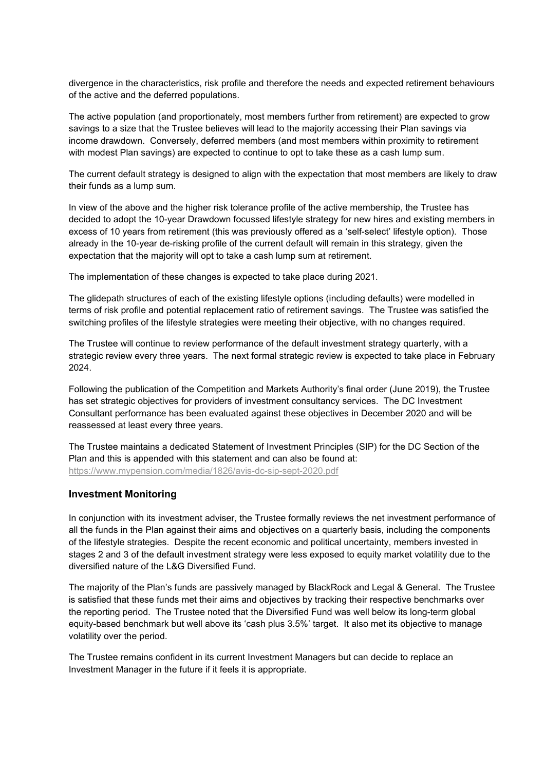divergence in the characteristics, risk profile and therefore the needs and expected retirement behaviours of the active and the deferred populations.

The active population (and proportionately, most members further from retirement) are expected to grow savings to a size that the Trustee believes will lead to the majority accessing their Plan savings via income drawdown. Conversely, deferred members (and most members within proximity to retirement with modest Plan savings) are expected to continue to opt to take these as a cash lump sum.

The current default strategy is designed to align with the expectation that most members are likely to draw their funds as a lump sum.

In view of the above and the higher risk tolerance profile of the active membership, the Trustee has decided to adopt the 10-year Drawdown focussed lifestyle strategy for new hires and existing members in excess of 10 years from retirement (this was previously offered as a 'self-select' lifestyle option). Those already in the 10-year de-risking profile of the current default will remain in this strategy, given the expectation that the majority will opt to take a cash lump sum at retirement.

The implementation of these changes is expected to take place during 2021.

The glidepath structures of each of the existing lifestyle options (including defaults) were modelled in terms of risk profile and potential replacement ratio of retirement savings. The Trustee was satisfied the switching profiles of the lifestyle strategies were meeting their objective, with no changes required.

The Trustee will continue to review performance of the default investment strategy quarterly, with a strategic review every three years. The next formal strategic review is expected to take place in February 2024.

Following the publication of the Competition and Markets Authority's final order (June 2019), the Trustee has set strategic objectives for providers of investment consultancy services. The DC Investment Consultant performance has been evaluated against these objectives in December 2020 and will be reassessed at least every three years.

The Trustee maintains a dedicated Statement of Investment Principles (SIP) for the DC Section of the Plan and this is appended with this statement and can also be found at:
https://www.mypension.com/media/1826/avis-dc-sip-sept-2020.pdf

## Investment Monitoring

In conjunction with its investment adviser, the Trustee formally reviews the net investment performance of all the funds in the Plan against their aims and objectives on a quarterly basis, including the components of the lifestyle strategies. Despite the recent economic and political uncertainty, members invested in stages 2 and 3 of the default investment strategy were less exposed to equity market volatility due to the diversified nature of the L&G Diversified Fund.

The majority of the Plan's funds are passively managed by BlackRock and Legal & General. The Trustee is satisfied that these funds met their aims and objectives by tracking their respective benchmarks over the reporting period. The Trustee noted that the Diversified Fund was well below its long-term global equity-based benchmark but well above its 'cash plus 3.5%' target. It also met its objective to manage volatility over the period.

The Trustee remains confident in its current Investment Managers but can decide to replace an Investment Manager in the future if it feels it is appropriate.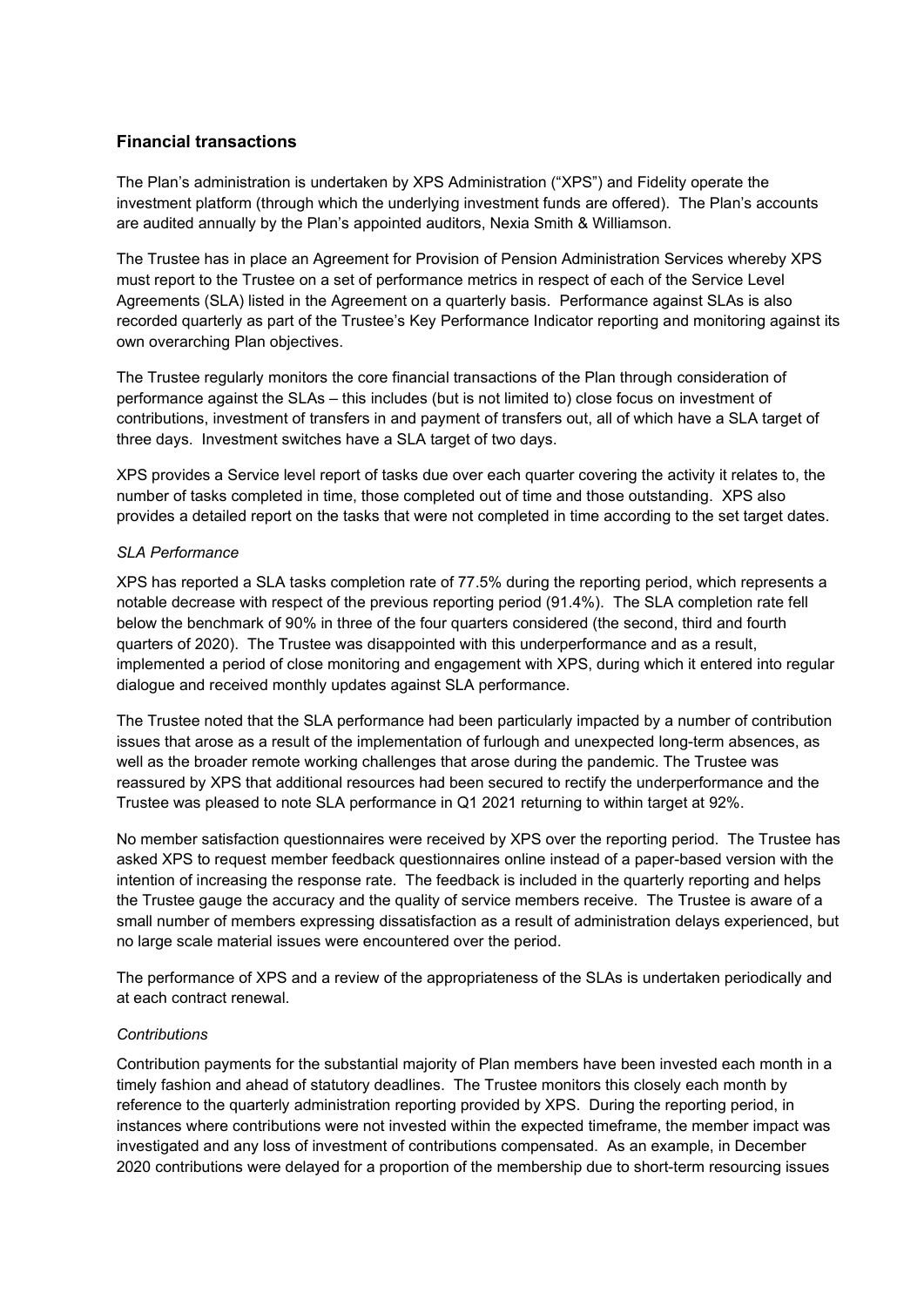## Financial transactions

The Plan's administration is undertaken by XPS Administration ("XPS") and Fidelity operate the investment platform (through which the underlying investment funds are offered). The Plan's accounts are audited annually by the Plan's appointed auditors, Nexia Smith & Williamson.

The Trustee has in place an Agreement for Provision of Pension Administration Services whereby XPS must report to the Trustee on a set of performance metrics in respect of each of the Service Level Agreements (SLA) listed in the Agreement on a quarterly basis. Performance against SLAs is also recorded quarterly as part of the Trustee's Key Performance Indicator reporting and monitoring against its own overarching Plan objectives.

The Trustee regularly monitors the core financial transactions of the Plan through consideration of performance against the SLAs – this includes (but is not limited to) close focus on investment of contributions, investment of transfers in and payment of transfers out, all of which have a SLA target of three days. Investment switches have a SLA target of two days.

XPS provides a Service level report of tasks due over each quarter covering the activity it relates to, the number of tasks completed in time, those completed out of time and those outstanding. XPS also provides a detailed report on the tasks that were not completed in time according to the set target dates.

*SLA Performance*

XPS has reported a SLA tasks completion rate of 77.5% during the reporting period, which represents a notable decrease with respect of the previous reporting period (91.4%). The SLA completion rate fell below the benchmark of 90% in three of the four quarters considered (the second, third and fourth quarters of 2020). The Trustee was disappointed with this underperformance and as a result, implemented a period of close monitoring and engagement with XPS, during which it entered into regular dialogue and received monthly updates against SLA performance.

The Trustee noted that the SLA performance had been particularly impacted by a number of contribution issues that arose as a result of the implementation of furlough and unexpected long-term absences, as well as the broader remote working challenges that arose during the pandemic. The Trustee was reassured by XPS that additional resources had been secured to rectify the underperformance and the Trustee was pleased to note SLA performance in Q1 2021 returning to within target at 92%.

No member satisfaction questionnaires were received by XPS over the reporting period. The Trustee has asked XPS to request member feedback questionnaires online instead of a paper-based version with the intention of increasing the response rate. The feedback is included in the quarterly reporting and helps the Trustee gauge the accuracy and the quality of service members receive. The Trustee is aware of a small number of members expressing dissatisfaction as a result of administration delays experienced, but no large scale material issues were encountered over the period.

The performance of XPS and a review of the appropriateness of the SLAs is undertaken periodically and at each contract renewal.

*Contributions*

Contribution payments for the substantial majority of Plan members have been invested each month in a timely fashion and ahead of statutory deadlines. The Trustee monitors this closely each month by reference to the quarterly administration reporting provided by XPS. During the reporting period, in instances where contributions were not invested within the expected timeframe, the member impact was investigated and any loss of investment of contributions compensated. As an example, in December 2020 contributions were delayed for a proportion of the membership due to short-term resourcing issues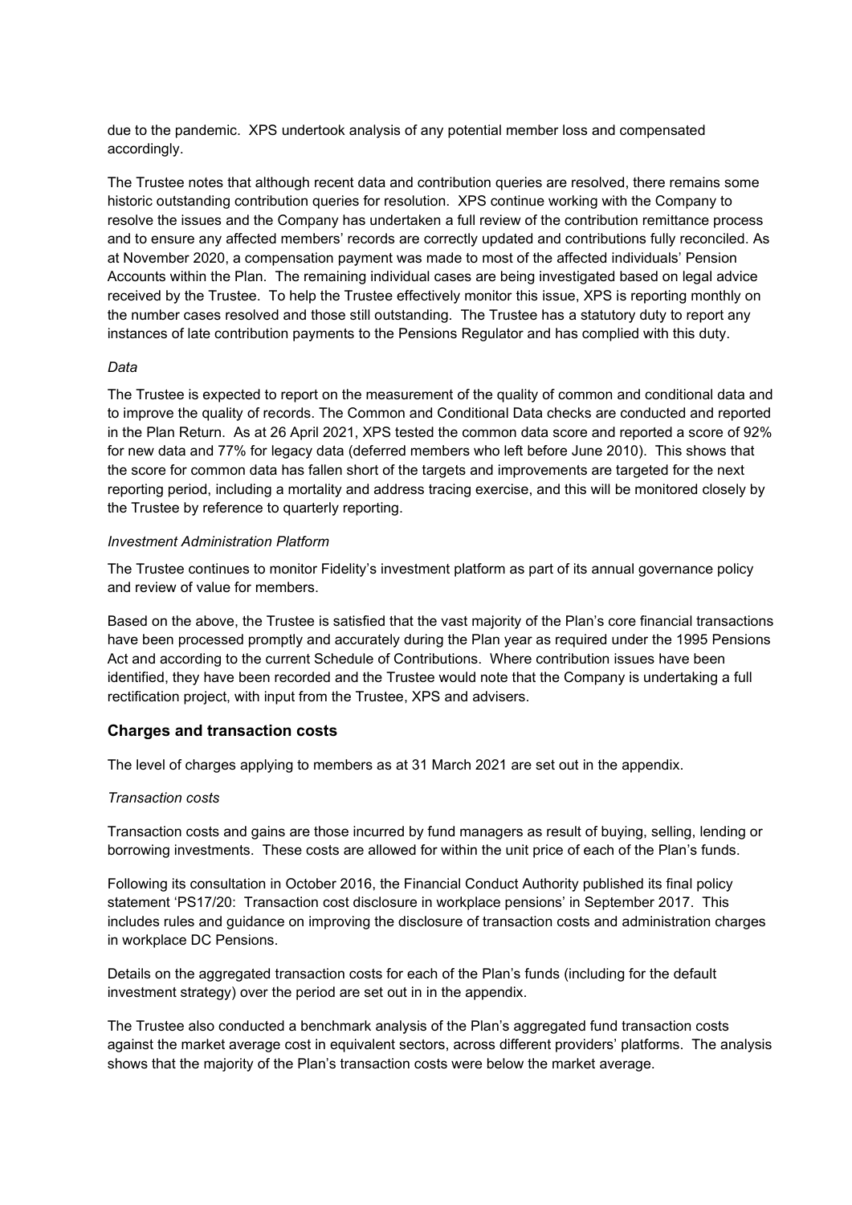due to the pandemic. XPS undertook analysis of any potential member loss and compensated accordingly.

The Trustee notes that although recent data and contribution queries are resolved, there remains some historic outstanding contribution queries for resolution. XPS continue working with the Company to resolve the issues and the Company has undertaken a full review of the contribution remittance process and to ensure any affected members' records are correctly updated and contributions fully reconciled. As at November 2020, a compensation payment was made to most of the affected individuals' Pension Accounts within the Plan. The remaining individual cases are being investigated based on legal advice received by the Trustee. To help the Trustee effectively monitor this issue, XPS is reporting monthly on the number cases resolved and those still outstanding. The Trustee has a statutory duty to report any instances of late contribution payments to the Pensions Regulator and has complied with this duty.

*Data*

The Trustee is expected to report on the measurement of the quality of common and conditional data and to improve the quality of records. The Common and Conditional Data checks are conducted and reported in the Plan Return. As at 26 April 2021, XPS tested the common data score and reported a score of 92% for new data and 77% for legacy data (deferred members who left before June 2010). This shows that the score for common data has fallen short of the targets and improvements are targeted for the next reporting period, including a mortality and address tracing exercise, and this will be monitored closely by the Trustee by reference to quarterly reporting.

*Investment Administration Platform*

The Trustee continues to monitor Fidelity's investment platform as part of its annual governance policy and review of value for members.

Based on the above, the Trustee is satisfied that the vast majority of the Plan's core financial transactions have been processed promptly and accurately during the Plan year as required under the 1995 Pensions Act and according to the current Schedule of Contributions. Where contribution issues have been identified, they have been recorded and the Trustee would note that the Company is undertaking a full rectification project, with input from the Trustee, XPS and advisers.

## Charges and transaction costs

The level of charges applying to members as at 31 March 2021 are set out in the appendix.

*Transaction costs*

Transaction costs and gains are those incurred by fund managers as result of buying, selling, lending or borrowing investments. These costs are allowed for within the unit price of each of the Plan's funds.

Following its consultation in October 2016, the Financial Conduct Authority published its final policy statement 'PS17/20: Transaction cost disclosure in workplace pensions' in September 2017. This includes rules and guidance on improving the disclosure of transaction costs and administration charges in workplace DC Pensions.

Details on the aggregated transaction costs for each of the Plan's funds (including for the default investment strategy) over the period are set out in in the appendix.

The Trustee also conducted a benchmark analysis of the Plan's aggregated fund transaction costs against the market average cost in equivalent sectors, across different providers' platforms. The analysis shows that the majority of the Plan's transaction costs were below the market average.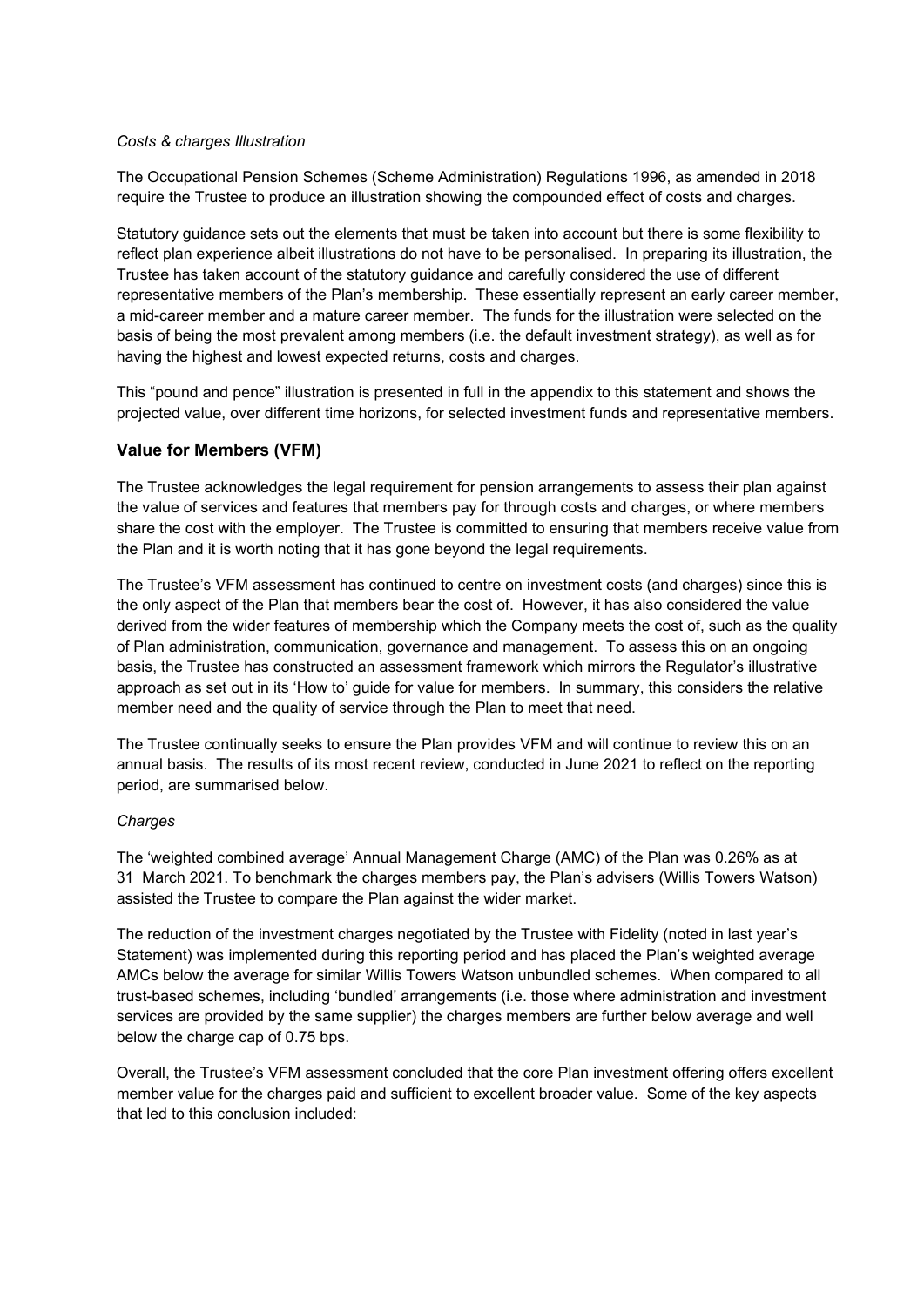*Costs & charges Illustration*

The Occupational Pension Schemes (Scheme Administration) Regulations 1996, as amended in 2018 require the Trustee to produce an illustration showing the compounded effect of costs and charges.

Statutory guidance sets out the elements that must be taken into account but there is some flexibility to reflect plan experience albeit illustrations do not have to be personalised. In preparing its illustration, the Trustee has taken account of the statutory guidance and carefully considered the use of different representative members of the Plan's membership. These essentially represent an early career member, a mid-career member and a mature career member. The funds for the illustration were selected on the basis of being the most prevalent among members (i.e. the default investment strategy), as well as for having the highest and lowest expected returns, costs and charges.

This "pound and pence" illustration is presented in full in the appendix to this statement and shows the projected value, over different time horizons, for selected investment funds and representative members.

## Value for Members (VFM)

The Trustee acknowledges the legal requirement for pension arrangements to assess their plan against the value of services and features that members pay for through costs and charges, or where members share the cost with the employer. The Trustee is committed to ensuring that members receive value from the Plan and it is worth noting that it has gone beyond the legal requirements.

The Trustee's VFM assessment has continued to centre on investment costs (and charges) since this is the only aspect of the Plan that members bear the cost of. However, it has also considered the value derived from the wider features of membership which the Company meets the cost of, such as the quality of Plan administration, communication, governance and management. To assess this on an ongoing basis, the Trustee has constructed an assessment framework which mirrors the Regulator's illustrative approach as set out in its 'How to' guide for value for members. In summary, this considers the relative member need and the quality of service through the Plan to meet that need.

The Trustee continually seeks to ensure the Plan provides VFM and will continue to review this on an annual basis. The results of its most recent review, conducted in June 2021 to reflect on the reporting period, are summarised below.

*Charges*

The 'weighted combined average' Annual Management Charge (AMC) of the Plan was 0.26% as at 31 March 2021. To benchmark the charges members pay, the Plan's advisers (Willis Towers Watson) assisted the Trustee to compare the Plan against the wider market.

The reduction of the investment charges negotiated by the Trustee with Fidelity (noted in last year's Statement) was implemented during this reporting period and has placed the Plan's weighted average AMCs below the average for similar Willis Towers Watson unbundled schemes. When compared to all trust-based schemes, including 'bundled' arrangements (i.e. those where administration and investment services are provided by the same supplier) the charges members are further below average and well below the charge cap of 0.75 bps.

Overall, the Trustee's VFM assessment concluded that the core Plan investment offering offers excellent member value for the charges paid and sufficient to excellent broader value. Some of the key aspects that led to this conclusion included: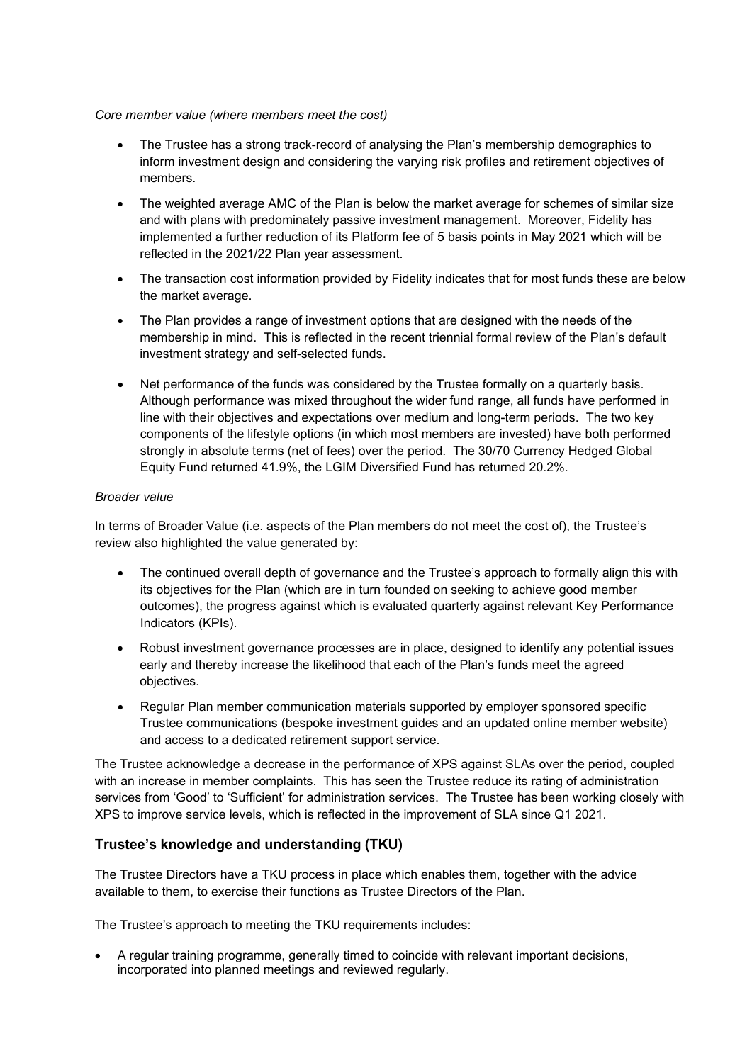*Core member value (where members meet the cost)*

- The Trustee has a strong track-record of analysing the Plan's membership demographics to inform investment design and considering the varying risk profiles and retirement objectives of members.
- The weighted average AMC of the Plan is below the market average for schemes of similar size and with plans with predominately passive investment management. Moreover, Fidelity has implemented a further reduction of its Platform fee of 5 basis points in May 2021 which will be reflected in the 2021/22 Plan year assessment.
- The transaction cost information provided by Fidelity indicates that for most funds these are below the market average.
- The Plan provides a range of investment options that are designed with the needs of the membership in mind. This is reflected in the recent triennial formal review of the Plan's default investment strategy and self-selected funds.
- Net performance of the funds was considered by the Trustee formally on a quarterly basis. Although performance was mixed throughout the wider fund range, all funds have performed in line with their objectives and expectations over medium and long-term periods. The two key components of the lifestyle options (in which most members are invested) have both performed strongly in absolute terms (net of fees) over the period. The 30/70 Currency Hedged Global Equity Fund returned 41.9%, the LGIM Diversified Fund has returned 20.2%.

*Broader value*

In terms of Broader Value (i.e. aspects of the Plan members do not meet the cost of), the Trustee's review also highlighted the value generated by:

- The continued overall depth of governance and the Trustee's approach to formally align this with its objectives for the Plan (which are in turn founded on seeking to achieve good member outcomes), the progress against which is evaluated quarterly against relevant Key Performance Indicators (KPIs).
- Robust investment governance processes are in place, designed to identify any potential issues early and thereby increase the likelihood that each of the Plan's funds meet the agreed objectives.
- Regular Plan member communication materials supported by employer sponsored specific Trustee communications (bespoke investment guides and an updated online member website) and access to a dedicated retirement support service.

The Trustee acknowledge a decrease in the performance of XPS against SLAs over the period, coupled with an increase in member complaints. This has seen the Trustee reduce its rating of administration services from 'Good' to 'Sufficient' for administration services. The Trustee has been working closely with XPS to improve service levels, which is reflected in the improvement of SLA since Q1 2021.

## Trustee's knowledge and understanding (TKU)

The Trustee Directors have a TKU process in place which enables them, together with the advice available to them, to exercise their functions as Trustee Directors of the Plan.

The Trustee's approach to meeting the TKU requirements includes:

- A regular training programme, generally timed to coincide with relevant important decisions, incorporated into planned meetings and reviewed regularly.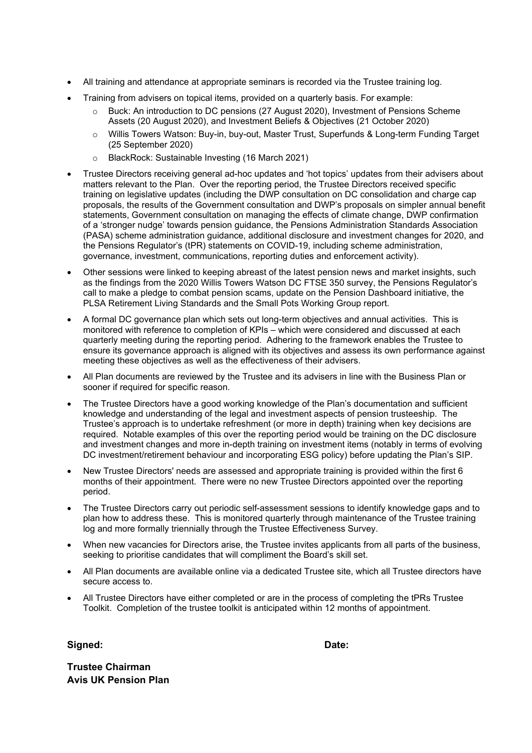- All training and attendance at appropriate seminars is recorded via the Trustee training log.
- Training from advisers on topical items, provided on a quarterly basis. For example:
  - Buck: An introduction to DC pensions (27 August 2020), Investment of Pensions Scheme Assets (20 August 2020), and Investment Beliefs & Objectives (21 October 2020)
  - Willis Towers Watson: Buy-in, buy-out, Master Trust, Superfunds & Long-term Funding Target (25 September 2020)
  - BlackRock: Sustainable Investing (16 March 2021)
- Trustee Directors receiving general ad-hoc updates and 'hot topics' updates from their advisers about matters relevant to the Plan. Over the reporting period, the Trustee Directors received specific training on legislative updates (including the DWP consultation on DC consolidation and charge cap proposals, the results of the Government consultation and DWP's proposals on simpler annual benefit statements, Government consultation on managing the effects of climate change, DWP confirmation of a 'stronger nudge' towards pension guidance, the Pensions Administration Standards Association (PASA) scheme administration guidance, additional disclosure and investment changes for 2020, and the Pensions Regulator's (tPR) statements on COVID-19, including scheme administration, governance, investment, communications, reporting duties and enforcement activity).
- Other sessions were linked to keeping abreast of the latest pension news and market insights, such as the findings from the 2020 Willis Towers Watson DC FTSE 350 survey, the Pensions Regulator's call to make a pledge to combat pension scams, update on the Pension Dashboard initiative, the PLSA Retirement Living Standards and the Small Pots Working Group report.
- A formal DC governance plan which sets out long-term objectives and annual activities. This is monitored with reference to completion of KPIs – which were considered and discussed at each quarterly meeting during the reporting period. Adhering to the framework enables the Trustee to ensure its governance approach is aligned with its objectives and assess its own performance against meeting these objectives as well as the effectiveness of their advisers.
- All Plan documents are reviewed by the Trustee and its advisers in line with the Business Plan or sooner if required for specific reason.
- The Trustee Directors have a good working knowledge of the Plan's documentation and sufficient knowledge and understanding of the legal and investment aspects of pension trusteeship. The Trustee's approach is to undertake refreshment (or more in depth) training when key decisions are required. Notable examples of this over the reporting period would be training on the DC disclosure and investment changes and more in-depth training on investment items (notably in terms of evolving DC investment/retirement behaviour and incorporating ESG policy) before updating the Plan's SIP.
- New Trustee Directors' needs are assessed and appropriate training is provided within the first 6 months of their appointment. There were no new Trustee Directors appointed over the reporting period.
- The Trustee Directors carry out periodic self-assessment sessions to identify knowledge gaps and to plan how to address these. This is monitored quarterly through maintenance of the Trustee training log and more formally triennially through the Trustee Effectiveness Survey.
- When new vacancies for Directors arise, the Trustee invites applicants from all parts of the business, seeking to prioritise candidates that will compliment the Board's skill set.
- All Plan documents are available online via a dedicated Trustee site, which all Trustee directors have secure access to.
- All Trustee Directors have either completed or are in the process of completing the tPRs Trustee Toolkit. Completion of the trustee toolkit is anticipated within 12 months of appointment.

**Signed:** **Date:**

**Trustee Chairman**
**Avis UK Pension Plan**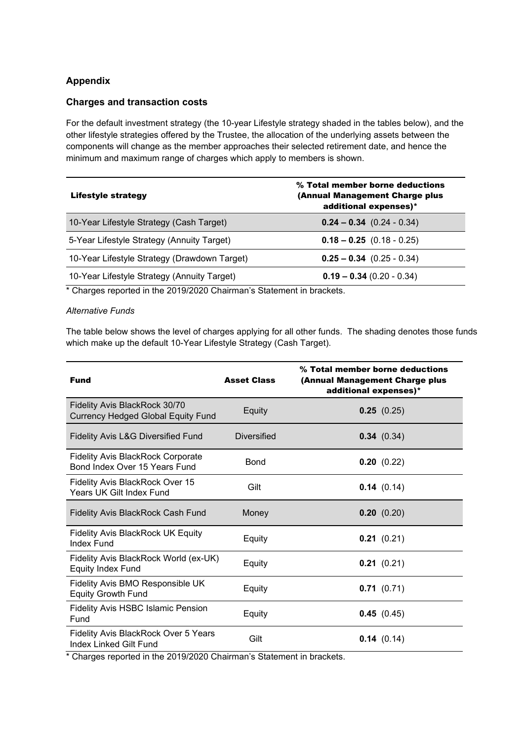## Appendix

### Charges and transaction costs

For the default investment strategy (the 10-year Lifestyle strategy shaded in the tables below), and the other lifestyle strategies offered by the Trustee, the allocation of the underlying assets between the components will change as the member approaches their selected retirement date, and hence the minimum and maximum range of charges which apply to members is shown.

| Lifestyle strategy | % Total member borne deductions (Annual Management Charge plus additional expenses)* |
|---|---|
| 10-Year Lifestyle Strategy (Cash Target) | **0.24 – 0.34** (0.24 - 0.34) |
| 5-Year Lifestyle Strategy (Annuity Target) | **0.18 – 0.25** (0.18 - 0.25) |
| 10-Year Lifestyle Strategy (Drawdown Target) | **0.25 – 0.34** (0.25 - 0.34) |
| 10-Year Lifestyle Strategy (Annuity Target) | **0.19 – 0.34** (0.20 - 0.34) |

* Charges reported in the 2019/2020 Chairman's Statement in brackets.

*Alternative Funds*

The table below shows the level of charges applying for all other funds. The shading denotes those funds which make up the default 10-Year Lifestyle Strategy (Cash Target).

| Fund | Asset Class | % Total member borne deductions (Annual Management Charge plus additional expenses)* |
|---|---|---|
| Fidelity Avis BlackRock 30/70 Currency Hedged Global Equity Fund | Equity | **0.25** (0.25) |
| Fidelity Avis L&G Diversified Fund | Diversified | **0.34** (0.34) |
| Fidelity Avis BlackRock Corporate Bond Index Over 15 Years Fund | Bond | **0.20** (0.22) |
| Fidelity Avis BlackRock Over 15 Years UK Gilt Index Fund | Gilt | **0.14** (0.14) |
| Fidelity Avis BlackRock Cash Fund | Money | **0.20** (0.20) |
| Fidelity Avis BlackRock UK Equity Index Fund | Equity | **0.21** (0.21) |
| Fidelity Avis BlackRock World (ex-UK) Equity Index Fund | Equity | **0.21** (0.21) |
| Fidelity Avis BMO Responsible UK Equity Growth Fund | Equity | **0.71** (0.71) |
| Fidelity Avis HSBC Islamic Pension Fund | Equity | **0.45** (0.45) |
| Fidelity Avis BlackRock Over 5 Years Index Linked Gilt Fund | Gilt | **0.14** (0.14) |

* Charges reported in the 2019/2020 Chairman's Statement in brackets.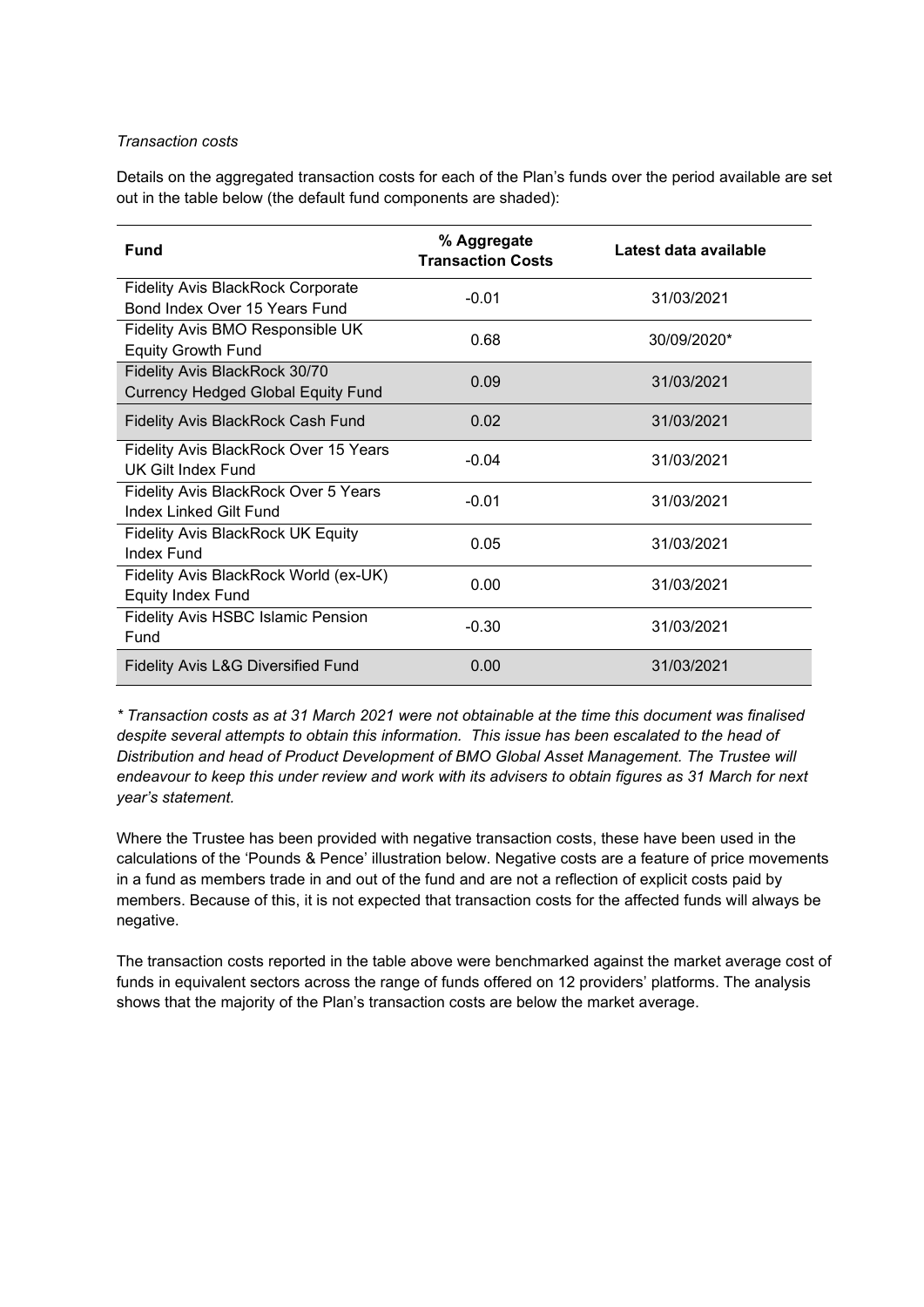*Transaction costs*

Details on the aggregated transaction costs for each of the Plan's funds over the period available are set out in the table below (the default fund components are shaded):

| Fund | % Aggregate Transaction Costs | Latest data available |
|---|---|---|
| Fidelity Avis BlackRock Corporate Bond Index Over 15 Years Fund | -0.01 | 31/03/2021 |
| Fidelity Avis BMO Responsible UK Equity Growth Fund | 0.68 | 30/09/2020* |
| Fidelity Avis BlackRock 30/70 Currency Hedged Global Equity Fund | 0.09 | 31/03/2021 |
| Fidelity Avis BlackRock Cash Fund | 0.02 | 31/03/2021 |
| Fidelity Avis BlackRock Over 15 Years UK Gilt Index Fund | -0.04 | 31/03/2021 |
| Fidelity Avis BlackRock Over 5 Years Index Linked Gilt Fund | -0.01 | 31/03/2021 |
| Fidelity Avis BlackRock UK Equity Index Fund | 0.05 | 31/03/2021 |
| Fidelity Avis BlackRock World (ex-UK) Equity Index Fund | 0.00 | 31/03/2021 |
| Fidelity Avis HSBC Islamic Pension Fund | -0.30 | 31/03/2021 |
| Fidelity Avis L&G Diversified Fund | 0.00 | 31/03/2021 |

*\* Transaction costs as at 31 March 2021 were not obtainable at the time this document was finalised despite several attempts to obtain this information. This issue has been escalated to the head of Distribution and head of Product Development of BMO Global Asset Management. The Trustee will endeavour to keep this under review and work with its advisers to obtain figures as 31 March for next year's statement.*

Where the Trustee has been provided with negative transaction costs, these have been used in the calculations of the 'Pounds & Pence' illustration below. Negative costs are a feature of price movements in a fund as members trade in and out of the fund and are not a reflection of explicit costs paid by members. Because of this, it is not expected that transaction costs for the affected funds will always be negative.

The transaction costs reported in the table above were benchmarked against the market average cost of funds in equivalent sectors across the range of funds offered on 12 providers' platforms. The analysis shows that the majority of the Plan's transaction costs are below the market average.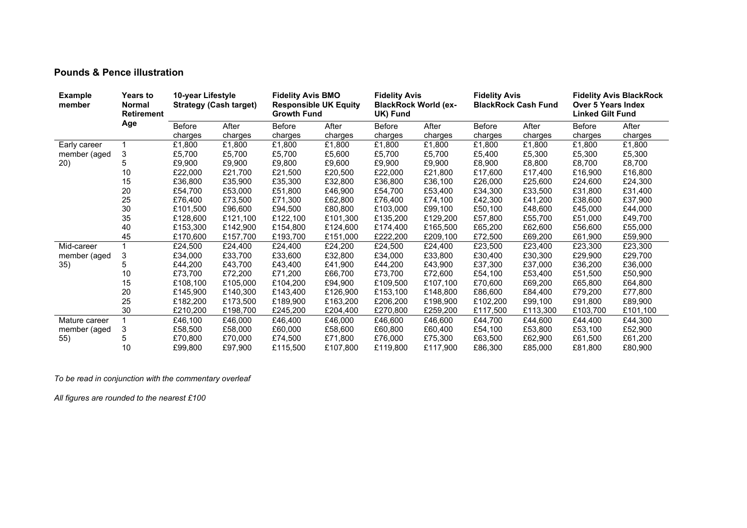## Pounds & Pence illustration

| Example member | Years to Normal Retirement Age | 10-year Lifestyle Strategy (Cash target) | | Fidelity Avis BMO Responsible UK Equity Growth Fund | | Fidelity Avis BlackRock World (ex-UK) Fund | | Fidelity Avis BlackRock Cash Fund | | Fidelity Avis BlackRock Over 5 Years Index Linked Gilt Fund | |
|---|---|---|---|---|---|---|---|---|---|---|---|
| | | Before charges | After charges | Before charges | After charges | Before charges | After charges | Before charges | After charges | Before charges | After charges |
| Early career member (aged 20) | 1 | £1,800 | £1,800 | £1,800 | £1,800 | £1,800 | £1,800 | £1,800 | £1,800 | £1,800 | £1,800 |
| | 3 | £5,700 | £5,700 | £5,700 | £5,600 | £5,700 | £5,700 | £5,400 | £5,300 | £5,300 | £5,300 |
| | 5 | £9,900 | £9,900 | £9,800 | £9,600 | £9,900 | £9,900 | £8,900 | £8,800 | £8,700 | £8,700 |
| | 10 | £22,000 | £21,700 | £21,500 | £20,500 | £22,000 | £21,800 | £17,600 | £17,400 | £16,900 | £16,800 |
| | 15 | £36,800 | £35,900 | £35,300 | £32,800 | £36,800 | £36,100 | £26,000 | £25,600 | £24,600 | £24,300 |
| | 20 | £54,700 | £53,000 | £51,800 | £46,900 | £54,700 | £53,400 | £34,300 | £33,500 | £31,800 | £31,400 |
| | 25 | £76,400 | £73,500 | £71,300 | £62,800 | £76,400 | £74,100 | £42,300 | £41,200 | £38,600 | £37,900 |
| | 30 | £101,500 | £96,600 | £94,500 | £80,800 | £103,000 | £99,100 | £50,100 | £48,600 | £45,000 | £44,000 |
| | 35 | £128,600 | £121,100 | £122,100 | £101,300 | £135,200 | £129,200 | £57,800 | £55,700 | £51,000 | £49,700 |
| | 40 | £153,300 | £142,900 | £154,800 | £124,600 | £174,400 | £165,500 | £65,200 | £62,600 | £56,600 | £55,000 |
| | 45 | £170,600 | £157,700 | £193,700 | £151,000 | £222,200 | £209,100 | £72,500 | £69,200 | £61,900 | £59,900 |
| Mid-career member (aged 35) | 1 | £24,500 | £24,400 | £24,400 | £24,200 | £24,500 | £24,400 | £23,500 | £23,400 | £23,300 | £23,300 |
| | 3 | £34,000 | £33,700 | £33,600 | £32,800 | £34,000 | £33,800 | £30,400 | £30,300 | £29,900 | £29,700 |
| | 5 | £44,200 | £43,700 | £43,400 | £41,900 | £44,200 | £43,900 | £37,300 | £37,000 | £36,200 | £36,000 |
| | 10 | £73,700 | £72,200 | £71,200 | £66,700 | £73,700 | £72,600 | £54,100 | £53,400 | £51,500 | £50,900 |
| | 15 | £108,100 | £105,000 | £104,200 | £94,900 | £109,500 | £107,100 | £70,600 | £69,200 | £65,800 | £64,800 |
| | 20 | £145,900 | £140,300 | £143,400 | £126,900 | £153,100 | £148,800 | £86,600 | £84,400 | £79,200 | £77,800 |
| | 25 | £182,200 | £173,500 | £189,900 | £163,200 | £206,200 | £198,900 | £102,200 | £99,100 | £91,800 | £89,900 |
| | 30 | £210,200 | £198,700 | £245,200 | £204,400 | £270,800 | £259,200 | £117,500 | £113,300 | £103,700 | £101,100 |
| Mature career member (aged 55) | 1 | £46,100 | £46,000 | £46,400 | £46,000 | £46,600 | £46,600 | £44,700 | £44,600 | £44,400 | £44,300 |
| | 3 | £58,500 | £58,000 | £60,000 | £58,600 | £60,800 | £60,400 | £54,100 | £53,800 | £53,100 | £52,900 |
| | 5 | £70,800 | £70,000 | £74,500 | £71,800 | £76,000 | £75,300 | £63,500 | £62,900 | £61,500 | £61,200 |
| | 10 | £99,800 | £97,900 | £115,500 | £107,800 | £119,800 | £117,900 | £86,300 | £85,000 | £81,800 | £80,900 |

*To be read in conjunction with the commentary overleaf*

*All figures are rounded to the nearest £100*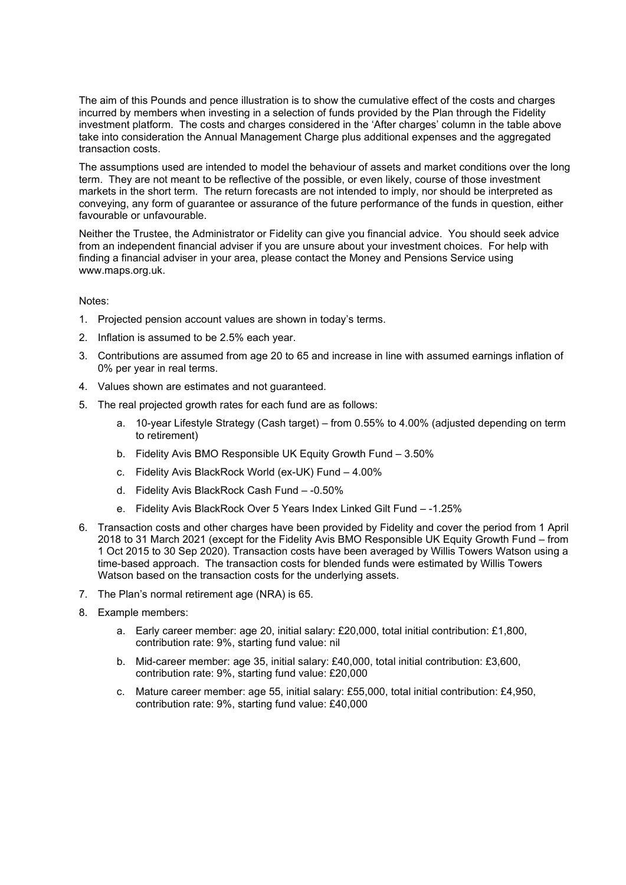The aim of this Pounds and pence illustration is to show the cumulative effect of the costs and charges incurred by members when investing in a selection of funds provided by the Plan through the Fidelity investment platform. The costs and charges considered in the 'After charges' column in the table above take into consideration the Annual Management Charge plus additional expenses and the aggregated transaction costs.

The assumptions used are intended to model the behaviour of assets and market conditions over the long term. They are not meant to be reflective of the possible, or even likely, course of those investment markets in the short term. The return forecasts are not intended to imply, nor should be interpreted as conveying, any form of guarantee or assurance of the future performance of the funds in question, either favourable or unfavourable.

Neither the Trustee, the Administrator or Fidelity can give you financial advice. You should seek advice from an independent financial adviser if you are unsure about your investment choices. For help with finding a financial adviser in your area, please contact the Money and Pensions Service using www.maps.org.uk.

Notes:

1. Projected pension account values are shown in today's terms.
2. Inflation is assumed to be 2.5% each year.
3. Contributions are assumed from age 20 to 65 and increase in line with assumed earnings inflation of 0% per year in real terms.
4. Values shown are estimates and not guaranteed.
5. The real projected growth rates for each fund are as follows:
    a. 10-year Lifestyle Strategy (Cash target) – from 0.55% to 4.00% (adjusted depending on term to retirement)
    b. Fidelity Avis BMO Responsible UK Equity Growth Fund – 3.50%
    c. Fidelity Avis BlackRock World (ex-UK) Fund – 4.00%
    d. Fidelity Avis BlackRock Cash Fund – -0.50%
    e. Fidelity Avis BlackRock Over 5 Years Index Linked Gilt Fund – -1.25%
6. Transaction costs and other charges have been provided by Fidelity and cover the period from 1 April 2018 to 31 March 2021 (except for the Fidelity Avis BMO Responsible UK Equity Growth Fund – from 1 Oct 2015 to 30 Sep 2020). Transaction costs have been averaged by Willis Towers Watson using a time-based approach. The transaction costs for blended funds were estimated by Willis Towers Watson based on the transaction costs for the underlying assets.
7. The Plan's normal retirement age (NRA) is 65.
8. Example members:
    a. Early career member: age 20, initial salary: £20,000, total initial contribution: £1,800, contribution rate: 9%, starting fund value: nil
    b. Mid-career member: age 35, initial salary: £40,000, total initial contribution: £3,600, contribution rate: 9%, starting fund value: £20,000
    c. Mature career member: age 55, initial salary: £55,000, total initial contribution: £4,950, contribution rate: 9%, starting fund value: £40,000